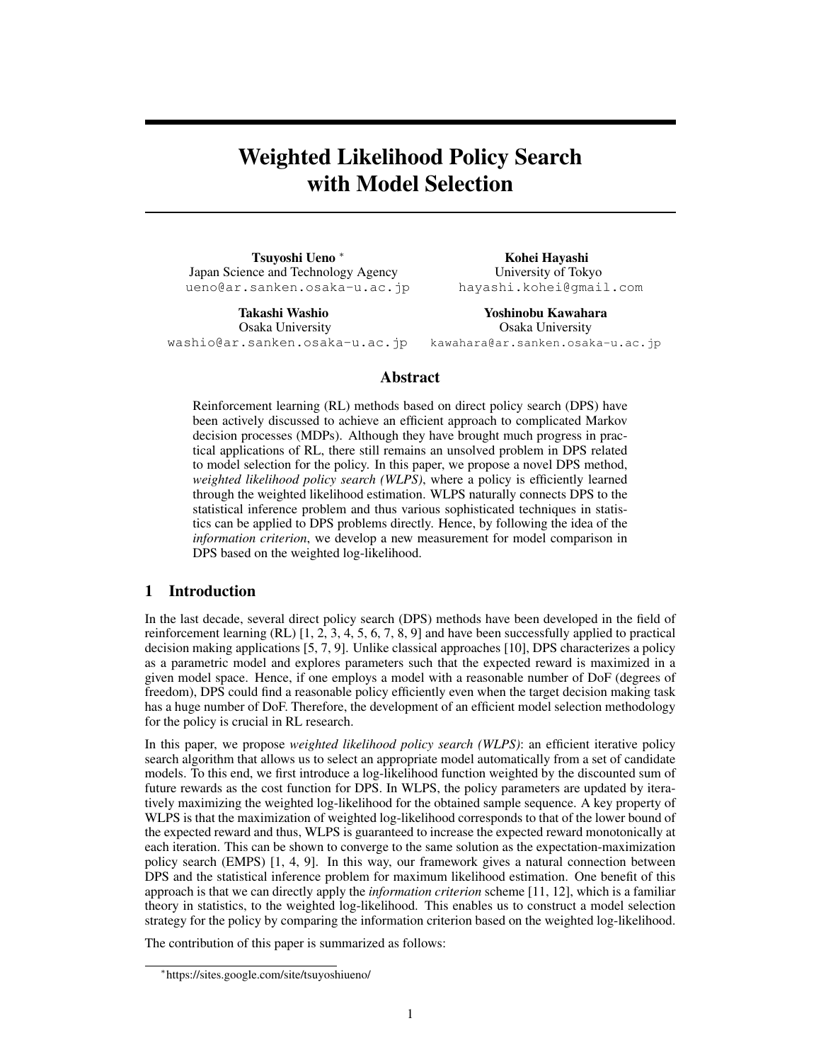# Weighted Likelihood Policy Search with Model Selection

**Tsuyoshi Ueno** *
Japan Science and Technology Agency
ueno@ar.sanken.osaka-u.ac.jp

**Kohei Hayashi**
University of Tokyo
hayashi.kohei@gmail.com

**Takashi Washio**
Osaka University
washio@ar.sanken.osaka-u.ac.jp

**Yoshinobu Kawahara**
Osaka University
kawahara@ar.sanken.osaka-u.ac.jp

## Abstract

Reinforcement learning (RL) methods based on direct policy search (DPS) have been actively discussed to achieve an efficient approach to complicated Markov decision processes (MDPs). Although they have brought much progress in practical applications of RL, there still remains an unsolved problem in DPS related to model selection for the policy. In this paper, we propose a novel DPS method, *weighted likelihood policy search (WLPS)*, where a policy is efficiently learned through the weighted likelihood estimation. WLPS naturally connects DPS to the statistical inference problem and thus various sophisticated techniques in statistics can be applied to DPS problems directly. Hence, by following the idea of the *information criterion*, we develop a new measurement for model comparison in DPS based on the weighted log-likelihood.

## 1 Introduction

In the last decade, several direct policy search (DPS) methods have been developed in the field of reinforcement learning (RL) [1, 2, 3, 4, 5, 6, 7, 8, 9] and have been successfully applied to practical decision making applications [5, 7, 9]. Unlike classical approaches [10], DPS characterizes a policy as a parametric model and explores parameters such that the expected reward is maximized in a given model space. Hence, if one employs a model with a reasonable number of DoF (degrees of freedom), DPS could find a reasonable policy efficiently even when the target decision making task has a huge number of DoF. Therefore, the development of an efficient model selection methodology for the policy is crucial in RL research.

In this paper, we propose *weighted likelihood policy search (WLPS)*: an efficient iterative policy search algorithm that allows us to select an appropriate model automatically from a set of candidate models. To this end, we first introduce a log-likelihood function weighted by the discounted sum of future rewards as the cost function for DPS. In WLPS, the policy parameters are updated by iteratively maximizing the weighted log-likelihood for the obtained sample sequence. A key property of WLPS is that the maximization of weighted log-likelihood corresponds to that of the lower bound of the expected reward and thus, WLPS is guaranteed to increase the expected reward monotonically at each iteration. This can be shown to converge to the same solution as the expectation-maximization policy search (EMPS) [1, 4, 9]. In this way, our framework gives a natural connection between DPS and the statistical inference problem for maximum likelihood estimation. One benefit of this approach is that we can directly apply the *information criterion* scheme [11, 12], which is a familiar theory in statistics, to the weighted log-likelihood. This enables us to construct a model selection strategy for the policy by comparing the information criterion based on the weighted log-likelihood.

The contribution of this paper is summarized as follows:

*https://sites.google.com/site/tsuyoshiueno/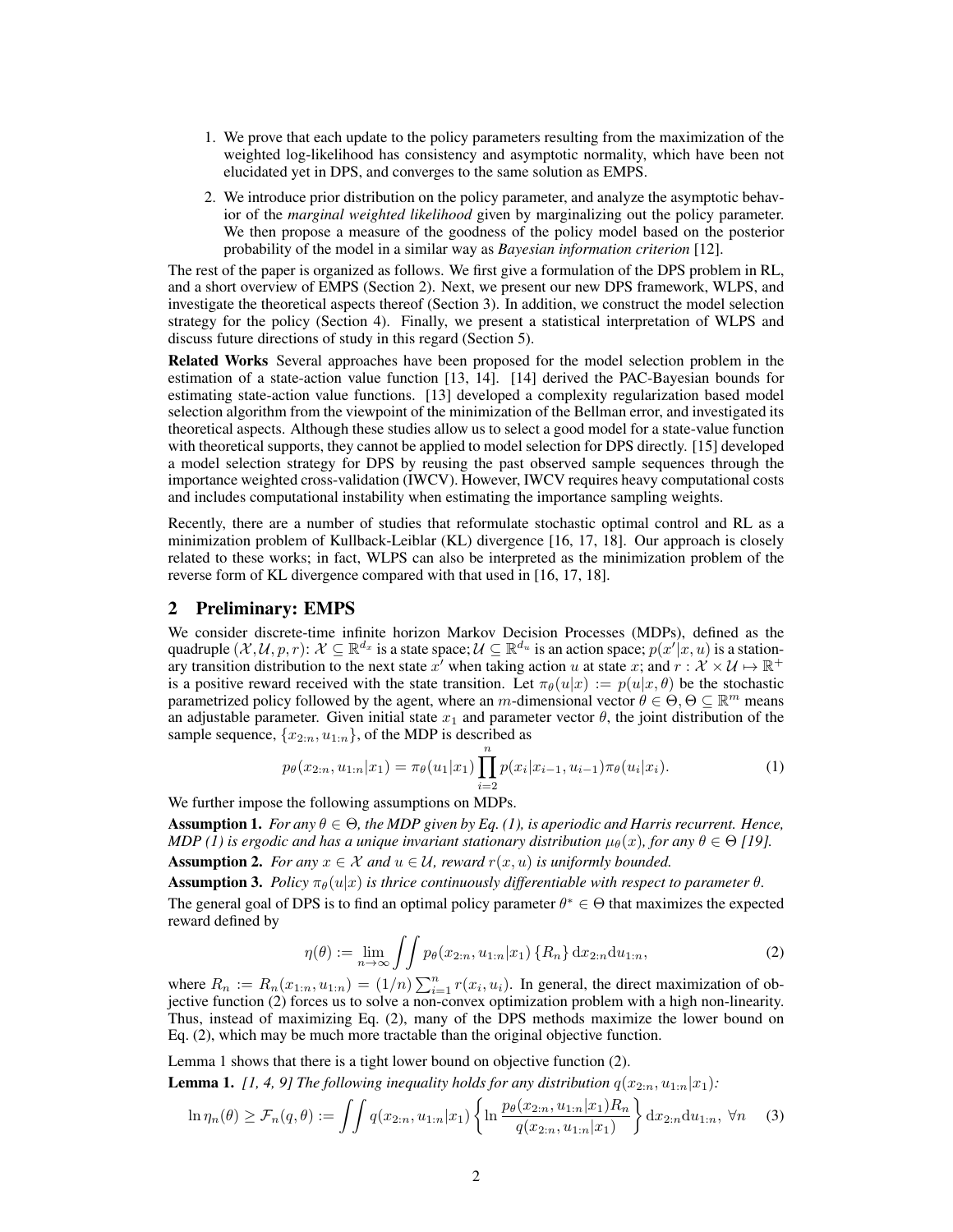1. We prove that each update to the policy parameters resulting from the maximization of the weighted log-likelihood has consistency and asymptotic normality, which have been not elucidated yet in DPS, and converges to the same solution as EMPS.
2. We introduce prior distribution on the policy parameter, and analyze the asymptotic behavior of the *marginal weighted likelihood* given by marginalizing out the policy parameter. We then propose a measure of the goodness of the policy model based on the posterior probability of the model in a similar way as *Bayesian information criterion* [12].

The rest of the paper is organized as follows. We first give a formulation of the DPS problem in RL, and a short overview of EMPS (Section 2). Next, we present our new DPS framework, WLPS, and investigate the theoretical aspects thereof (Section 3). In addition, we construct the model selection strategy for the policy (Section 4). Finally, we present a statistical interpretation of WLPS and discuss future directions of study in this regard (Section 5).

**Related Works** Several approaches have been proposed for the model selection problem in the estimation of a state-action value function [13, 14]. [14] derived the PAC-Bayesian bounds for estimating state-action value functions. [13] developed a complexity regularization based model selection algorithm from the viewpoint of the minimization of the Bellman error, and investigated its theoretical aspects. Although these studies allow us to select a good model for a state-value function with theoretical supports, they cannot be applied to model selection for DPS directly. [15] developed a model selection strategy for DPS by reusing the past observed sample sequences through the importance weighted cross-validation (IWCV). However, IWCV requires heavy computational costs and includes computational instability when estimating the importance sampling weights.

Recently, there are a number of studies that reformulate stochastic optimal control and RL as a minimization problem of Kullback-Leiblar (KL) divergence [16, 17, 18]. Our approach is closely related to these works; in fact, WLPS can also be interpreted as the minimization problem of the reverse form of KL divergence compared with that used in [16, 17, 18].

## 2 Preliminary: EMPS

We consider discrete-time infinite horizon Markov Decision Processes (MDPs), defined as the quadruple $(\mathcal{X}, \mathcal{U}, p, r)$: $\mathcal{X} \subseteq \mathbb{R}^{d_x}$ is a state space; $\mathcal{U} \subseteq \mathbb{R}^{d_u}$ is an action space; $p(x'|x, u)$ is a stationary transition distribution to the next state $x'$ when taking action $u$ at state $x$; and $r : \mathcal{X} \times \mathcal{U} \mapsto \mathbb{R}^+$ is a positive reward received with the state transition. Let $\pi_\theta(u|x) := p(u|x, \theta)$ be the stochastic parametrized policy followed by the agent, where an $m$-dimensional vector $\theta \in \Theta, \Theta \subseteq \mathbb{R}^m$ means an adjustable parameter. Given initial state $x_1$ and parameter vector $\theta$, the joint distribution of the sample sequence, $\{x_{2:n}, u_{1:n}\}$, of the MDP is described as

$$p_\theta(x_{2:n}, u_{1:n}|x_1) = \pi_\theta(u_1|x_1) \prod_{i=2}^{n} p(x_i|x_{i-1}, u_{i-1}) \pi_\theta(u_i|x_i). \tag{1}$$

We further impose the following assumptions on MDPs.

**Assumption 1.** *For any $\theta \in \Theta$, the MDP given by Eq. (1), is aperiodic and Harris recurrent. Hence, MDP (1) is ergodic and has a unique invariant stationary distribution $\mu_\theta(x)$, for any $\theta \in \Theta$ [19].*

**Assumption 2.** *For any $x \in \mathcal{X}$ and $u \in \mathcal{U}$, reward $r(x, u)$ is uniformly bounded.*

**Assumption 3.** *Policy $\pi_\theta(u|x)$ is thrice continuously differentiable with respect to parameter $\theta$.*

The general goal of DPS is to find an optimal policy parameter $\theta^* \in \Theta$ that maximizes the expected reward defined by

$$\eta(\theta) := \lim_{n \to \infty} \iint p_\theta(x_{2:n}, u_{1:n}|x_1) \{R_n\} \mathrm{d}x_{2:n} \mathrm{d}u_{1:n}, \tag{2}$$

where $R_n := R_n(x_{1:n}, u_{1:n}) = (1/n) \sum_{i=1}^{n} r(x_i, u_i)$. In general, the direct maximization of objective function (2) forces us to solve a non-convex optimization problem with a high non-linearity. Thus, instead of maximizing Eq. (2), many of the DPS methods maximize the lower bound on Eq. (2), which may be much more tractable than the original objective function.

Lemma 1 shows that there is a tight lower bound on objective function (2).

**Lemma 1.** *[1, 4, 9] The following inequality holds for any distribution $q(x_{2:n}, u_{1:n}|x_1)$:*

$$\ln \eta_n(\theta) \geq \mathcal{F}_n(q, \theta) := \iint q(x_{2:n}, u_{1:n}|x_1) \left\{ \ln \frac{p_\theta(x_{2:n}, u_{1:n}|x_1) R_n}{q(x_{2:n}, u_{1:n}|x_1)} \right\} \mathrm{d}x_{2:n} \mathrm{d}u_{1:n}, \ \forall n \tag{3}$$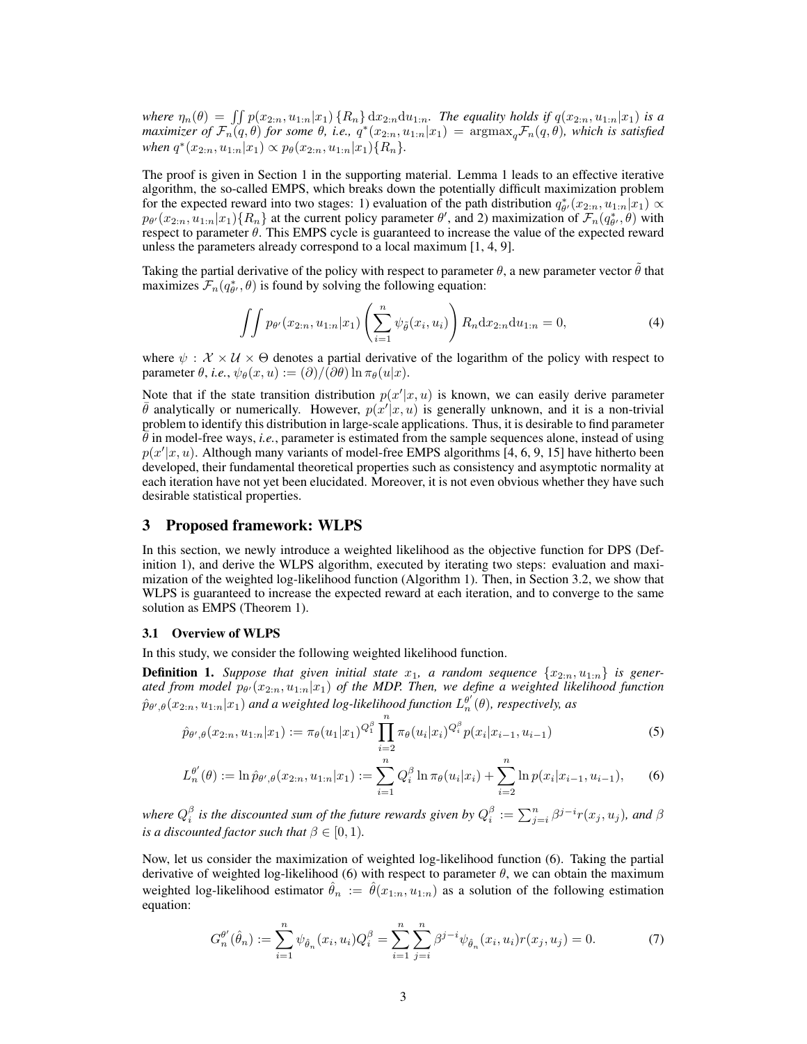*where $\eta_n(\theta) = \iint p(x_{2:n}, u_{1:n}|x_1)\{R_n\}\,\mathrm{d}x_{2:n}\mathrm{d}u_{1:n}$. The equality holds if $q(x_{2:n}, u_{1:n}|x_1)$ is a maximizer of $\mathcal{F}_n(q, \theta)$ for some $\theta$, i.e., $q^*(x_{2:n}, u_{1:n}|x_1) = \mathrm{argmax}_q \mathcal{F}_n(q, \theta)$, which is satisfied when $q^*(x_{2:n}, u_{1:n}|x_1) \propto p_\theta(x_{2:n}, u_{1:n}|x_1)\{R_n\}$.*

The proof is given in Section 1 in the supporting material. Lemma 1 leads to an effective iterative algorithm, the so-called EMPS, which breaks down the potentially difficult maximization problem for the expected reward into two stages: 1) evaluation of the path distribution $q^*_{\theta'}(x_{2:n}, u_{1:n}|x_1) \propto p_{\theta'}(x_{2:n}, u_{1:n}|x_1)\{R_n\}$ at the current policy parameter $\theta'$, and 2) maximization of $\mathcal{F}_n(q^*_{\theta'}, \theta)$ with respect to parameter $\theta$. This EMPS cycle is guaranteed to increase the value of the expected reward unless the parameters already correspond to a local maximum [1, 4, 9].

Taking the partial derivative of the policy with respect to parameter $\theta$, a new parameter vector $\tilde{\theta}$ that maximizes $\mathcal{F}_n(q^*_{\theta'}, \theta)$ is found by solving the following equation:

$$\iint p_{\theta'}(x_{2:n}, u_{1:n}|x_1)\left(\sum_{i=1}^{n} \psi_{\tilde{\theta}}(x_i, u_i)\right) R_n \mathrm{d}x_{2:n}\mathrm{d}u_{1:n} = 0, \tag{4}$$

where $\psi : \mathcal{X} \times \mathcal{U} \times \Theta$ denotes a partial derivative of the logarithm of the policy with respect to parameter $\theta$, *i.e.*, $\psi_\theta(x, u) := (\partial)/(\partial\theta) \ln \pi_\theta(u|x)$.

Note that if the state transition distribution $p(x'|x, u)$ is known, we can easily derive parameter $\tilde{\theta}$ analytically or numerically. However, $p(x'|x, u)$ is generally unknown, and it is a non-trivial problem to identify this distribution in large-scale applications. Thus, it is desirable to find parameter $\tilde{\theta}$ in model-free ways, *i.e.*, parameter is estimated from the sample sequences alone, instead of using $p(x'|x, u)$. Although many variants of model-free EMPS algorithms [4, 6, 9, 15] have hitherto been developed, their fundamental theoretical properties such as consistency and asymptotic normality at each iteration have not yet been elucidated. Moreover, it is not even obvious whether they have such desirable statistical properties.

## 3 Proposed framework: WLPS

In this section, we newly introduce a weighted likelihood as the objective function for DPS (Definition 1), and derive the WLPS algorithm, executed by iterating two steps: evaluation and maximization of the weighted log-likelihood function (Algorithm 1). Then, in Section 3.2, we show that WLPS is guaranteed to increase the expected reward at each iteration, and to converge to the same solution as EMPS (Theorem 1).

### 3.1 Overview of WLPS

In this study, we consider the following weighted likelihood function.

**Definition 1.** *Suppose that given initial state $x_1$, a random sequence $\{x_{2:n}, u_{1:n}\}$ is generated from model $p_{\theta'}(x_{2:n}, u_{1:n}|x_1)$ of the MDP. Then, we define a weighted likelihood function $\hat{p}_{\theta',\theta}(x_{2:n}, u_{1:n}|x_1)$ and a weighted log-likelihood function $L_n^{\theta'}(\theta)$, respectively, as*

$$\hat{p}_{\theta',\theta}(x_{2:n}, u_{1:n}|x_1) := \pi_\theta(u_1|x_1)^{Q_1^\beta} \prod_{i=2}^{n} \pi_\theta(u_i|x_i)^{Q_i^\beta} p(x_i|x_{i-1}, u_{i-1}) \tag{5}$$

$$L_n^{\theta'}(\theta) := \ln \hat{p}_{\theta',\theta}(x_{2:n}, u_{1:n}|x_1) := \sum_{i=1}^{n} Q_i^\beta \ln \pi_\theta(u_i|x_i) + \sum_{i=2}^{n} \ln p(x_i|x_{i-1}, u_{i-1}), \tag{6}$$

*where $Q_i^\beta$ is the discounted sum of the future rewards given by $Q_i^\beta := \sum_{j=i}^{n} \beta^{j-i} r(x_j, u_j)$, and $\beta$ is a discounted factor such that $\beta \in [0, 1)$.*

Now, let us consider the maximization of weighted log-likelihood function (6). Taking the partial derivative of weighted log-likelihood (6) with respect to parameter $\theta$, we can obtain the maximum weighted log-likelihood estimator $\hat{\theta}_n := \hat{\theta}(x_{1:n}, u_{1:n})$ as a solution of the following estimation equation:

$$G_n^{\theta'}(\hat{\theta}_n) := \sum_{i=1}^{n} \psi_{\hat{\theta}_n}(x_i, u_i) Q_i^\beta = \sum_{i=1}^{n}\sum_{j=i}^{n} \beta^{j-i} \psi_{\hat{\theta}_n}(x_i, u_i) r(x_j, u_j) = 0. \tag{7}$$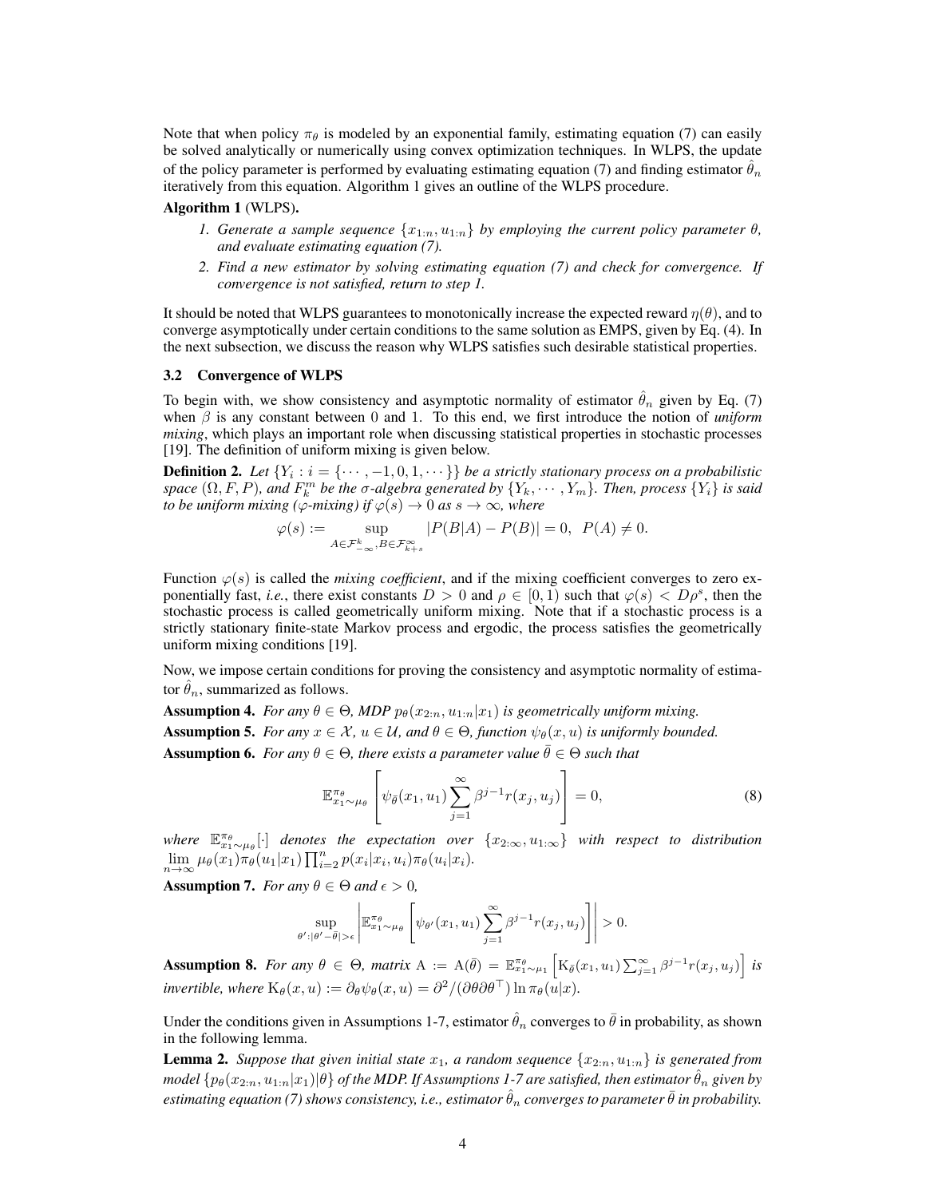Note that when policy $\pi_\theta$ is modeled by an exponential family, estimating equation (7) can easily be solved analytically or numerically using convex optimization techniques. In WLPS, the update of the policy parameter is performed by evaluating estimating equation (7) and finding estimator $\hat{\theta}_n$ iteratively from this equation. Algorithm 1 gives an outline of the WLPS procedure.

**Algorithm 1** (WLPS).

1. *Generate a sample sequence $\{x_{1:n}, u_{1:n}\}$ by employing the current policy parameter $\theta$, and evaluate estimating equation (7).*
2. *Find a new estimator by solving estimating equation (7) and check for convergence. If convergence is not satisfied, return to step 1.*

It should be noted that WLPS guarantees to monotonically increase the expected reward $\eta(\theta)$, and to converge asymptotically under certain conditions to the same solution as EMPS, given by Eq. (4). In the next subsection, we discuss the reason why WLPS satisfies such desirable statistical properties.

### 3.2 Convergence of WLPS

To begin with, we show consistency and asymptotic normality of estimator $\hat{\theta}_n$ given by Eq. (7) when $\beta$ is any constant between 0 and 1. To this end, we first introduce the notion of *uniform mixing*, which plays an important role when discussing statistical properties in stochastic processes [19]. The definition of uniform mixing is given below.

**Definition 2.** *Let $\{Y_i : i = \{\cdots, -1, 0, 1, \cdots\}\}$ be a strictly stationary process on a probabilistic space $(\Omega, F, P)$, and $F_k^m$ be the σ-algebra generated by $\{Y_k, \cdots, Y_m\}$. Then, process $\{Y_i\}$ is said to be uniform mixing (φ-mixing) if $\varphi(s) \to 0$ as $s \to \infty$, where*

$$\varphi(s) := \sup_{A \in \mathcal{F}_{-\infty}^k, B \in \mathcal{F}_{k+s}^\infty} |P(B|A) - P(B)| = 0, \ \ P(A) \neq 0.$$

Function $\varphi(s)$ is called the *mixing coefficient*, and if the mixing coefficient converges to zero exponentially fast, *i.e.*, there exist constants $D > 0$ and $\rho \in [0, 1)$ such that $\varphi(s) < D\rho^s$, then the stochastic process is called geometrically uniform mixing. Note that if a stochastic process is a strictly stationary finite-state Markov process and ergodic, the process satisfies the geometrically uniform mixing conditions [19].

Now, we impose certain conditions for proving the consistency and asymptotic normality of estimator $\hat{\theta}_n$, summarized as follows.

**Assumption 4.** *For any $\theta \in \Theta$, MDP $p_\theta(x_{2:n}, u_{1:n}|x_1)$ is geometrically uniform mixing.*

**Assumption 5.** *For any $x \in \mathcal{X}$, $u \in \mathcal{U}$, and $\theta \in \Theta$, function $\psi_\theta(x, u)$ is uniformly bounded.*

**Assumption 6.** *For any $\theta \in \Theta$, there exists a parameter value $\bar{\theta} \in \Theta$ such that*

$$\mathbb{E}_{x_1 \sim \mu_\theta}^{\pi_\theta}\left[\psi_{\bar{\theta}}(x_1, u_1) \sum_{j=1}^{\infty} \beta^{j-1} r(x_j, u_j)\right] = 0, \tag{8}$$

*where $\mathbb{E}_{x_1 \sim \mu_\theta}^{\pi_\theta}[\cdot]$ denotes the expectation over $\{x_{2:\infty}, u_{1:\infty}\}$ with respect to distribution $\lim_{n\to\infty} \mu_\theta(x_1)\pi_\theta(u_1|x_1)\prod_{i=2}^n p(x_i|x_i, u_i)\pi_\theta(u_i|x_i)$.*

**Assumption 7.** *For any $\theta \in \Theta$ and $\epsilon > 0$,*

$$\sup_{\theta' : |\theta' - \bar{\theta}| > \epsilon} \left| \mathbb{E}_{x_1 \sim \mu_\theta}^{\pi_\theta}\left[\psi_{\theta'}(x_1, u_1) \sum_{j=1}^{\infty} \beta^{j-1} r(x_j, u_j)\right] \right| > 0.$$

**Assumption 8.** *For any $\theta \in \Theta$, matrix $\mathrm{A} := \mathrm{A}(\bar{\theta}) = \mathbb{E}_{x_1 \sim \mu_1}^{\pi_\theta}\left[\mathrm{K}_{\bar{\theta}}(x_1, u_1) \sum_{j=1}^{\infty} \beta^{j-1} r(x_j, u_j)\right]$ is invertible, where $\mathrm{K}_\theta(x, u) := \partial_\theta \psi_\theta(x, u) = \partial^2/(\partial\theta\partial\theta^\top) \ln \pi_\theta(u|x)$.*

Under the conditions given in Assumptions 1-7, estimator $\hat{\theta}_n$ converges to $\bar{\theta}$ in probability, as shown in the following lemma.

**Lemma 2.** *Suppose that given initial state $x_1$, a random sequence $\{x_{2:n}, u_{1:n}\}$ is generated from model $\{p_\theta(x_{2:n}, u_{1:n}|x_1)|\theta\}$ of the MDP. If Assumptions 1-7 are satisfied, then estimator $\hat{\theta}_n$ given by estimating equation (7) shows consistency, i.e., estimator $\hat{\theta}_n$ converges to parameter $\bar{\theta}$ in probability.*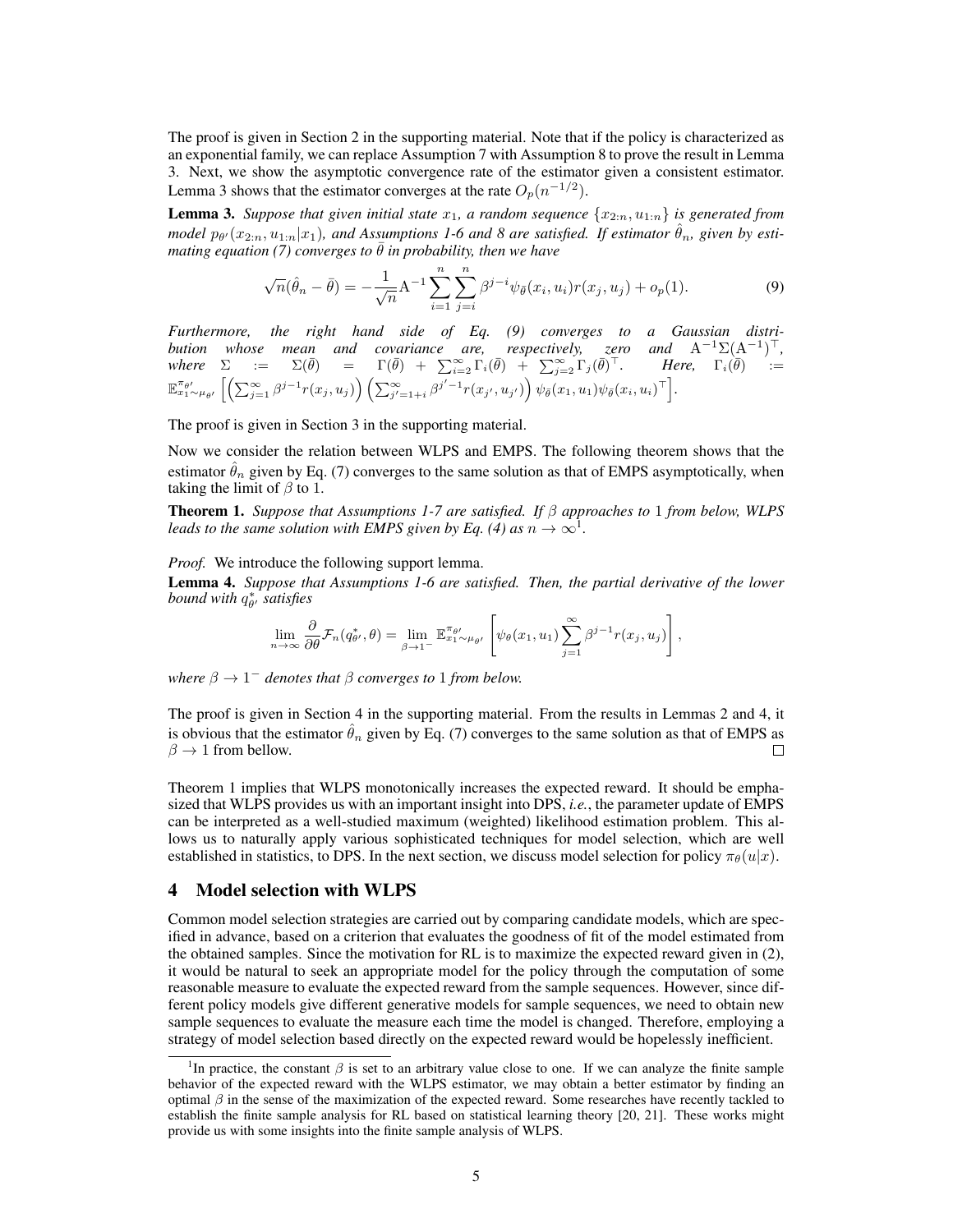The proof is given in Section 2 in the supporting material. Note that if the policy is characterized as an exponential family, we can replace Assumption 7 with Assumption 8 to prove the result in Lemma 3. Next, we show the asymptotic convergence rate of the estimator given a consistent estimator. Lemma 3 shows that the estimator converges at the rate $O_p(n^{-1/2})$.

**Lemma 3.** *Suppose that given initial state $x_1$, a random sequence $\{x_{2:n}, u_{1:n}\}$ is generated from model $p_{\theta'}(x_{2:n}, u_{1:n}|x_1)$, and Assumptions 1-6 and 8 are satisfied. If estimator $\hat{\theta}_n$, given by estimating equation (7) converges to $\bar{\theta}$ in probability, then we have*

$$\sqrt{n}(\hat{\theta}_n - \bar{\theta}) = -\frac{1}{\sqrt{n}} \mathrm{A}^{-1} \sum_{i=1}^{n} \sum_{j=i}^{n} \beta^{j-i} \psi_{\bar{\theta}}(x_i, u_i) r(x_j, u_j) + o_p(1). \tag{9}$$

*Furthermore, the right hand side of Eq. (9) converges to a Gaussian distribution whose mean and covariance are, respectively, zero and $\mathrm{A}^{-1}\Sigma(\mathrm{A}^{-1})^{\top}$, where $\Sigma := \Sigma(\bar{\theta}) = \Gamma(\bar{\theta}) + \sum_{i=2}^{\infty} \Gamma_i(\bar{\theta}) + \sum_{j=2}^{\infty} \Gamma_j(\bar{\theta})^{\top}$. Here, $\Gamma_i(\bar{\theta}) := \mathbb{E}_{x_1 \sim \mu_{\theta'}}^{\pi_{\theta'}} \left[ \left( \sum_{j=1}^{\infty} \beta^{j-1} r(x_j, u_j) \right) \left( \sum_{j'=1+i}^{\infty} \beta^{j'-1} r(x_{j'}, u_{j'}) \right) \psi_{\bar{\theta}}(x_1, u_1) \psi_{\bar{\theta}}(x_i, u_i)^{\top} \right]$.*

The proof is given in Section 3 in the supporting material.

Now we consider the relation between WLPS and EMPS. The following theorem shows that the estimator $\hat{\theta}_n$ given by Eq. (7) converges to the same solution as that of EMPS asymptotically, when taking the limit of $\beta$ to 1.

**Theorem 1.** *Suppose that Assumptions 1-7 are satisfied. If $\beta$ approaches to 1 from below, WLPS leads to the same solution with EMPS given by Eq. (4) as $n \to \infty$[1].*

*Proof.* We introduce the following support lemma.

**Lemma 4.** *Suppose that Assumptions 1-6 are satisfied. Then, the partial derivative of the lower bound with $q_{\theta'}^*$ satisfies*

$$\lim_{n \to \infty} \frac{\partial}{\partial \theta} \mathcal{F}_n(q_{\theta'}^*, \theta) = \lim_{\beta \to 1^-} \mathbb{E}_{x_1 \sim \mu_{\theta'}}^{\pi_{\theta'}} \left[ \psi_\theta(x_1, u_1) \sum_{j=1}^{\infty} \beta^{j-1} r(x_j, u_j) \right],$$

*where $\beta \to 1^-$ denotes that $\beta$ converges to 1 from below.*

The proof is given in Section 4 in the supporting material. From the results in Lemmas 2 and 4, it is obvious that the estimator $\hat{\theta}_n$ given by Eq. (7) converges to the same solution as that of EMPS as $\beta \to 1$ from bellow. □

Theorem 1 implies that WLPS monotonically increases the expected reward. It should be emphasized that WLPS provides us with an important insight into DPS, *i.e.*, the parameter update of EMPS can be interpreted as a well-studied maximum (weighted) likelihood estimation problem. This allows us to naturally apply various sophisticated techniques for model selection, which are well established in statistics, to DPS. In the next section, we discuss model selection for policy $\pi_\theta(u|x)$.

## 4 Model selection with WLPS

Common model selection strategies are carried out by comparing candidate models, which are specified in advance, based on a criterion that evaluates the goodness of fit of the model estimated from the obtained samples. Since the motivation for RL is to maximize the expected reward given in (2), it would be natural to seek an appropriate model for the policy through the computation of some reasonable measure to evaluate the expected reward from the sample sequences. However, since different policy models give different generative models for sample sequences, we need to obtain new sample sequences to evaluate the measure each time the model is changed. Therefore, employing a strategy of model selection based directly on the expected reward would be hopelessly inefficient.

---

[1] In practice, the constant $\beta$ is set to an arbitrary value close to one. If we can analyze the finite sample behavior of the expected reward with the WLPS estimator, we may obtain a better estimator by finding an optimal $\beta$ in the sense of the maximization of the expected reward. Some researches have recently tackled to establish the finite sample analysis for RL based on statistical learning theory [20, 21]. These works might provide us with some insights into the finite sample analysis of WLPS.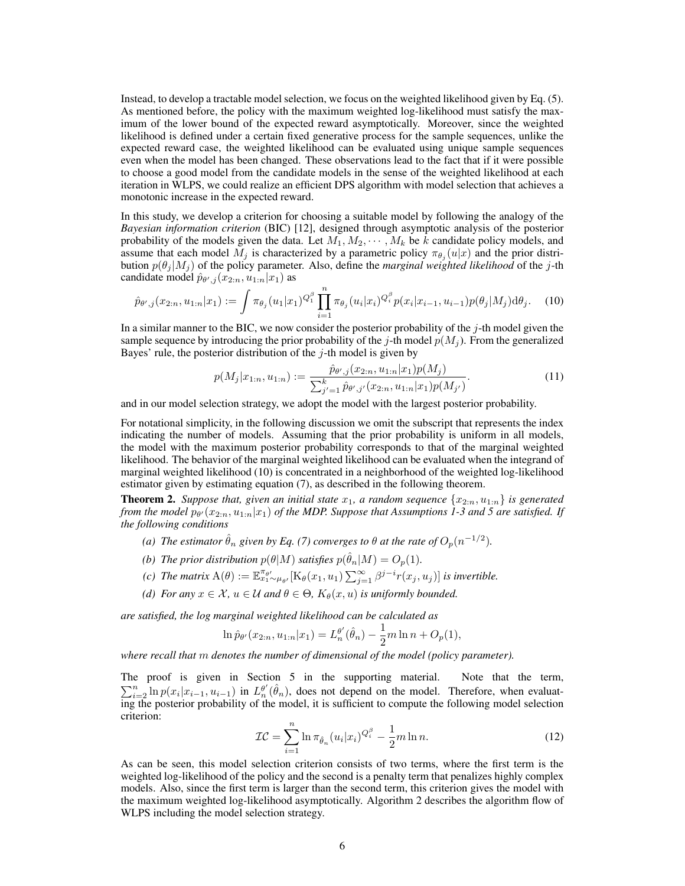Instead, to develop a tractable model selection, we focus on the weighted likelihood given by Eq. (5). As mentioned before, the policy with the maximum weighted log-likelihood must satisfy the maximum of the lower bound of the expected reward asymptotically. Moreover, since the weighted likelihood is defined under a certain fixed generative process for the sample sequences, unlike the expected reward case, the weighted likelihood can be evaluated using unique sample sequences even when the model has been changed. These observations lead to the fact that if it were possible to choose a good model from the candidate models in the sense of the weighted likelihood at each iteration in WLPS, we could realize an efficient DPS algorithm with model selection that achieves a monotonic increase in the expected reward.

In this study, we develop a criterion for choosing a suitable model by following the analogy of the *Bayesian information criterion* (BIC) [12], designed through asymptotic analysis of the posterior probability of the models given the data. Let $M_1, M_2, \cdots, M_k$ be $k$ candidate policy models, and assume that each model $M_j$ is characterized by a parametric policy $\pi_{\theta_j}(u|x)$ and the prior distribution $p(\theta_j|M_j)$ of the policy parameter. Also, define the *marginal weighted likelihood* of the $j$-th candidate model $\hat{p}_{\theta',j}(x_{2:n}, u_{1:n}|x_1)$ as

$$\hat{p}_{\theta',j}(x_{2:n}, u_{1:n}|x_1) := \int \pi_{\theta_j}(u_1|x_1)^{Q_1^\beta} \prod_{i=1}^{n} \pi_{\theta_j}(u_i|x_i)^{Q_i^\beta} p(x_i|x_{i-1}, u_{i-1}) p(\theta_j|M_j) \mathrm{d}\theta_j. \quad (10)$$

In a similar manner to the BIC, we now consider the posterior probability of the $j$-th model given the sample sequence by introducing the prior probability of the $j$-th model $p(M_j)$. From the generalized Bayes' rule, the posterior distribution of the $j$-th model is given by

$$p(M_j|x_{1:n}, u_{1:n}) := \frac{\hat{p}_{\theta',j}(x_{2:n}, u_{1:n}|x_1)p(M_j)}{\sum_{j'=1}^{k} \hat{p}_{\theta',j'}(x_{2:n}, u_{1:n}|x_1)p(M_{j'})}. \quad (11)$$

and in our model selection strategy, we adopt the model with the largest posterior probability.

For notational simplicity, in the following discussion we omit the subscript that represents the index indicating the number of models. Assuming that the prior probability is uniform in all models, the model with the maximum posterior probability corresponds to that of the marginal weighted likelihood. The behavior of the marginal weighted likelihood can be evaluated when the integrand of marginal weighted likelihood (10) is concentrated in a neighborhood of the weighted log-likelihood estimator given by estimating equation (7), as described in the following theorem.

**Theorem 2.** *Suppose that, given an initial state $x_1$, a random sequence $\{x_{2:n}, u_{1:n}\}$ is generated from the model $p_{\theta'}(x_{2:n}, u_{1:n}|x_1)$ of the MDP. Suppose that Assumptions 1-3 and 5 are satisfied. If the following conditions*

- *(a) The estimator $\hat{\theta}_n$ given by Eq. (7) converges to $\theta$ at the rate of $O_p(n^{-1/2})$.*
- *(b) The prior distribution $p(\theta|M)$ satisfies $p(\hat{\theta}_n|M) = O_p(1)$.*
- *(c) The matrix $\mathrm{A}(\theta) := \mathbb{E}^{\pi_{\theta'}}_{x_1 \sim \mu_{\theta'}}[\mathrm{K}_\theta(x_1, u_1) \sum_{j=1}^{\infty} \beta^{j-i} r(x_j, u_j)]$ is invertible.*
- *(d) For any $x \in \mathcal{X}$, $u \in \mathcal{U}$ and $\theta \in \Theta$, $K_\theta(x, u)$ is uniformly bounded.*

*are satisfied, the log marginal weighted likelihood can be calculated as*

$$\ln \hat{p}_{\theta'}(x_{2:n}, u_{1:n}|x_1) = L_n^{\theta'}(\hat{\theta}_n) - \frac{1}{2} m \ln n + O_p(1),$$

*where recall that $m$ denotes the number of dimensional of the model (policy parameter).*

The proof is given in Section 5 in the supporting material. Note that the term, $\sum_{i=2}^{n} \ln p(x_i|x_{i-1}, u_{i-1})$ in $L_n^{\theta'}(\hat{\theta}_n)$, does not depend on the model. Therefore, when evaluating the posterior probability of the model, it is sufficient to compute the following model selection criterion:

$$\mathcal{IC} = \sum_{i=1}^{n} \ln \pi_{\hat{\theta}_n}(u_i|x_i)^{Q_i^\beta} - \frac{1}{2} m \ln n. \quad (12)$$

As can be seen, this model selection criterion consists of two terms, where the first term is the weighted log-likelihood of the policy and the second is a penalty term that penalizes highly complex models. Also, since the first term is larger than the second term, this criterion gives the model with the maximum weighted log-likelihood asymptotically. Algorithm 2 describes the algorithm flow of WLPS including the model selection strategy.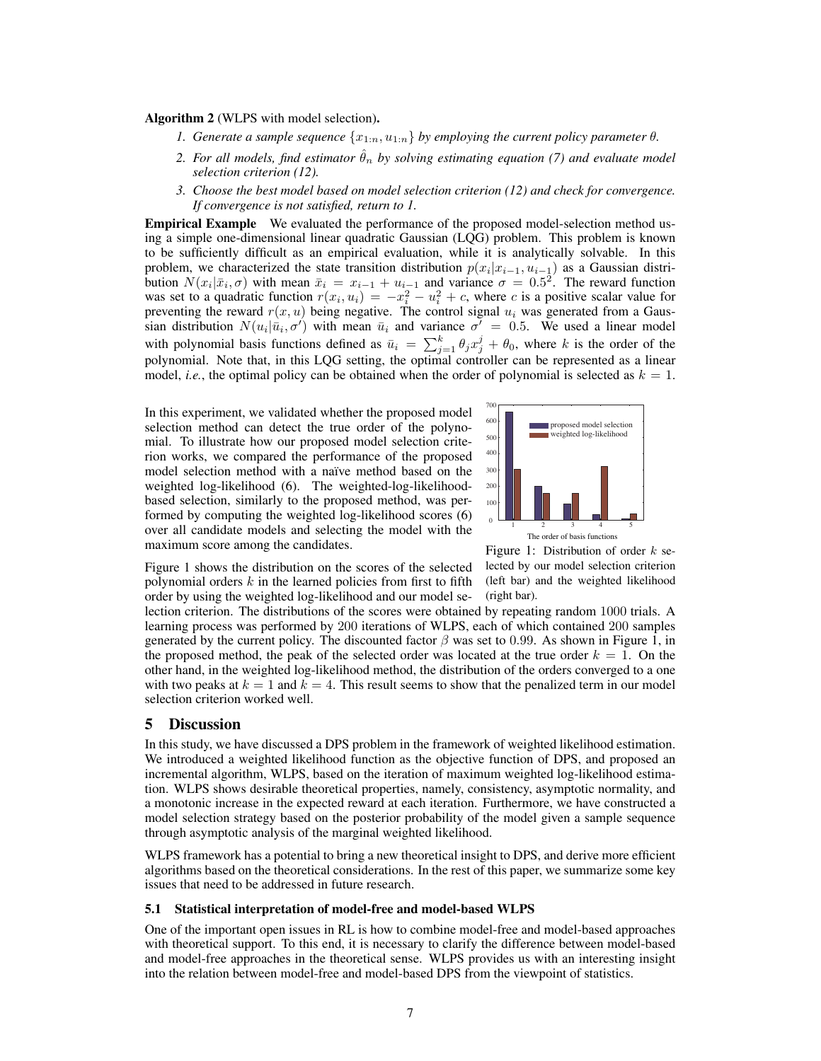**Algorithm 2** (WLPS with model selection)**.**

1. *Generate a sample sequence $\{x_{1:n}, u_{1:n}\}$ by employing the current policy parameter $\theta$.*
2. *For all models, find estimator $\hat{\theta}_n$ by solving estimating equation (7) and evaluate model selection criterion (12).*
3. *Choose the best model based on model selection criterion (12) and check for convergence. If convergence is not satisfied, return to 1.*

**Empirical Example** We evaluated the performance of the proposed model-selection method using a simple one-dimensional linear quadratic Gaussian (LQG) problem. This problem is known to be sufficiently difficult as an empirical evaluation, while it is analytically solvable. In this problem, we characterized the state transition distribution $p(x_i|x_{i-1}, u_{i-1})$ as a Gaussian distribution $N(x_i|\bar{x}_i, \sigma)$ with mean $\bar{x}_i = x_{i-1} + u_{i-1}$ and variance $\sigma = 0.5^2$. The reward function was set to a quadratic function $r(x_i, u_i) = -x_i^2 - u_i^2 + c$, where $c$ is a positive scalar value for preventing the reward $r(x, u)$ being negative. The control signal $u_i$ was generated from a Gaussian distribution $N(u_i|\bar{u}_i, \sigma')$ with mean $\bar{u}_i$ and variance $\sigma' = 0.5$. We used a linear model with polynomial basis functions defined as $\bar{u}_i = \sum_{j=1}^{k} \theta_j x_j^j + \theta_0$, where $k$ is the order of the polynomial. Note that, in this LQG setting, the optimal controller can be represented as a linear model, *i.e.*, the optimal policy can be obtained when the order of polynomial is selected as $k = 1$.

In this experiment, we validated whether the proposed model selection method can detect the true order of the polynomial. To illustrate how our proposed model selection criterion works, we compared the performance of the proposed model selection method with a naïve method based on the weighted log-likelihood (6). The weighted-log-likelihood-based selection, similarly to the proposed method, was performed by computing the weighted log-likelihood scores (6) over all candidate models and selecting the model with the maximum score among the candidates.

Figure 1: Distribution of order $k$ selected by our model selection criterion (left bar) and the weighted likelihood (right bar).

Figure 1 shows the distribution on the scores of the selected polynomial orders $k$ in the learned policies from first to fifth order by using the weighted log-likelihood and our model selection criterion. The distributions of the scores were obtained by repeating random 1000 trials. A learning process was performed by 200 iterations of WLPS, each of which contained 200 samples generated by the current policy. The discounted factor $\beta$ was set to 0.99. As shown in Figure 1, in the proposed method, the peak of the selected order was located at the true order $k = 1$. On the other hand, in the weighted log-likelihood method, the distribution of the orders converged to a one with two peaks at $k = 1$ and $k = 4$. This result seems to show that the penalized term in our model selection criterion worked well.

## 5 Discussion

In this study, we have discussed a DPS problem in the framework of weighted likelihood estimation. We introduced a weighted likelihood function as the objective function of DPS, and proposed an incremental algorithm, WLPS, based on the iteration of maximum weighted log-likelihood estimation. WLPS shows desirable theoretical properties, namely, consistency, asymptotic normality, and a monotonic increase in the expected reward at each iteration. Furthermore, we have constructed a model selection strategy based on the posterior probability of the model given a sample sequence through asymptotic analysis of the marginal weighted likelihood.

WLPS framework has a potential to bring a new theoretical insight to DPS, and derive more efficient algorithms based on the theoretical considerations. In the rest of this paper, we summarize some key issues that need to be addressed in future research.

### 5.1 Statistical interpretation of model-free and model-based WLPS

One of the important open issues in RL is how to combine model-free and model-based approaches with theoretical support. To this end, it is necessary to clarify the difference between model-based and model-free approaches in the theoretical sense. WLPS provides us with an interesting insight into the relation between model-free and model-based DPS from the viewpoint of statistics.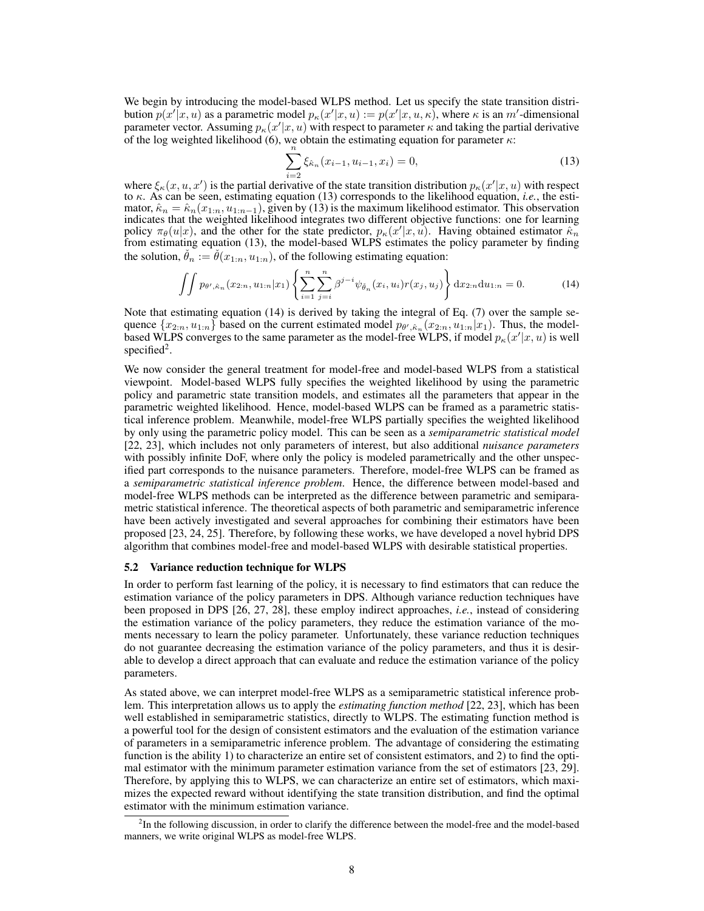We begin by introducing the model-based WLPS method. Let us specify the state transition distribution $p(x'|x,u)$ as a parametric model $p_\kappa(x'|x,u) := p(x'|x,u,\kappa)$, where $\kappa$ is an $m'$-dimensional parameter vector. Assuming $p_\kappa(x'|x,u)$ with respect to parameter $\kappa$ and taking the partial derivative of the log weighted likelihood (6), we obtain the estimating equation for parameter $\kappa$:

$$\sum_{i=2}^{n} \xi_{\hat{\kappa}_n}(x_{i-1}, u_{i-1}, x_i) = 0, \tag{13}$$

where $\xi_\kappa(x,u,x')$ is the partial derivative of the state transition distribution $p_\kappa(x'|x,u)$ with respect to $\kappa$. As can be seen, estimating equation (13) corresponds to the likelihood equation, *i.e.*, the estimator, $\hat{\kappa}_n = \hat{\kappa}_n(x_{1:n}, u_{1:n-1})$, given by (13) is the maximum likelihood estimator. This observation indicates that the weighted likelihood integrates two different objective functions: one for learning policy $\pi_\theta(u|x)$, and the other for the state predictor, $p_\kappa(x'|x,u)$. Having obtained estimator $\hat{\kappa}_n$ from estimating equation (13), the model-based WLPS estimates the policy parameter by finding the solution, $\check{\theta}_n := \check{\theta}(x_{1:n}, u_{1:n})$, of the following estimating equation:

$$\iint p_{\theta', \hat{\kappa}_n}(x_{2:n}, u_{1:n}|x_1) \left\{ \sum_{i=1}^{n} \sum_{j=i}^{n} \beta^{j-i} \psi_{\check{\theta}_n}(x_i, u_i) r(x_j, u_j) \right\} \mathrm{d}x_{2:n} \mathrm{d}u_{1:n} = 0. \tag{14}$$

Note that estimating equation (14) is derived by taking the integral of Eq. (7) over the sample sequence $\{x_{2:n}, u_{1:n}\}$ based on the current estimated model $p_{\theta', \hat{\kappa}_n}(x_{2:n}, u_{1:n}|x_1)$. Thus, the model-based WLPS converges to the same parameter as the model-free WLPS, if model $p_\kappa(x'|x,u)$ is well specified[2].

We now consider the general treatment for model-free and model-based WLPS from a statistical viewpoint. Model-based WLPS fully specifies the weighted likelihood by using the parametric policy and parametric state transition models, and estimates all the parameters that appear in the parametric weighted likelihood. Hence, model-based WLPS can be framed as a parametric statistical inference problem. Meanwhile, model-free WLPS partially specifies the weighted likelihood by only using the parametric policy model. This can be seen as a *semiparametric statistical model* [22, 23], which includes not only parameters of interest, but also additional *nuisance parameters* with possibly infinite DoF, where only the policy is modeled parametrically and the other unspecified part corresponds to the nuisance parameters. Therefore, model-free WLPS can be framed as a *semiparametric statistical inference problem*. Hence, the difference between model-based and model-free WLPS methods can be interpreted as the difference between parametric and semiparametric statistical inference. The theoretical aspects of both parametric and semiparametric inference have been actively investigated and several approaches for combining their estimators have been proposed [23, 24, 25]. Therefore, by following these works, we have developed a novel hybrid DPS algorithm that combines model-free and model-based WLPS with desirable statistical properties.

### 5.2 Variance reduction technique for WLPS

In order to perform fast learning of the policy, it is necessary to find estimators that can reduce the estimation variance of the policy parameters in DPS. Although variance reduction techniques have been proposed in DPS [26, 27, 28], these employ indirect approaches, *i.e.*, instead of considering the estimation variance of the policy parameters, they reduce the estimation variance of the moments necessary to learn the policy parameter. Unfortunately, these variance reduction techniques do not guarantee decreasing the estimation variance of the policy parameters, and thus it is desirable to develop a direct approach that can evaluate and reduce the estimation variance of the policy parameters.

As stated above, we can interpret model-free WLPS as a semiparametric statistical inference problem. This interpretation allows us to apply the *estimating function method* [22, 23], which has been well established in semiparametric statistics, directly to WLPS. The estimating function method is a powerful tool for the design of consistent estimators and the evaluation of the estimation variance of parameters in a semiparametric inference problem. The advantage of considering the estimating function is the ability 1) to characterize an entire set of consistent estimators, and 2) to find the optimal estimator with the minimum parameter estimation variance from the set of estimators [23, 29]. Therefore, by applying this to WLPS, we can characterize an entire set of estimators, which maximizes the expected reward without identifying the state transition distribution, and find the optimal estimator with the minimum estimation variance.

[2] In the following discussion, in order to clarify the difference between the model-free and the model-based manners, we write original WLPS as model-free WLPS.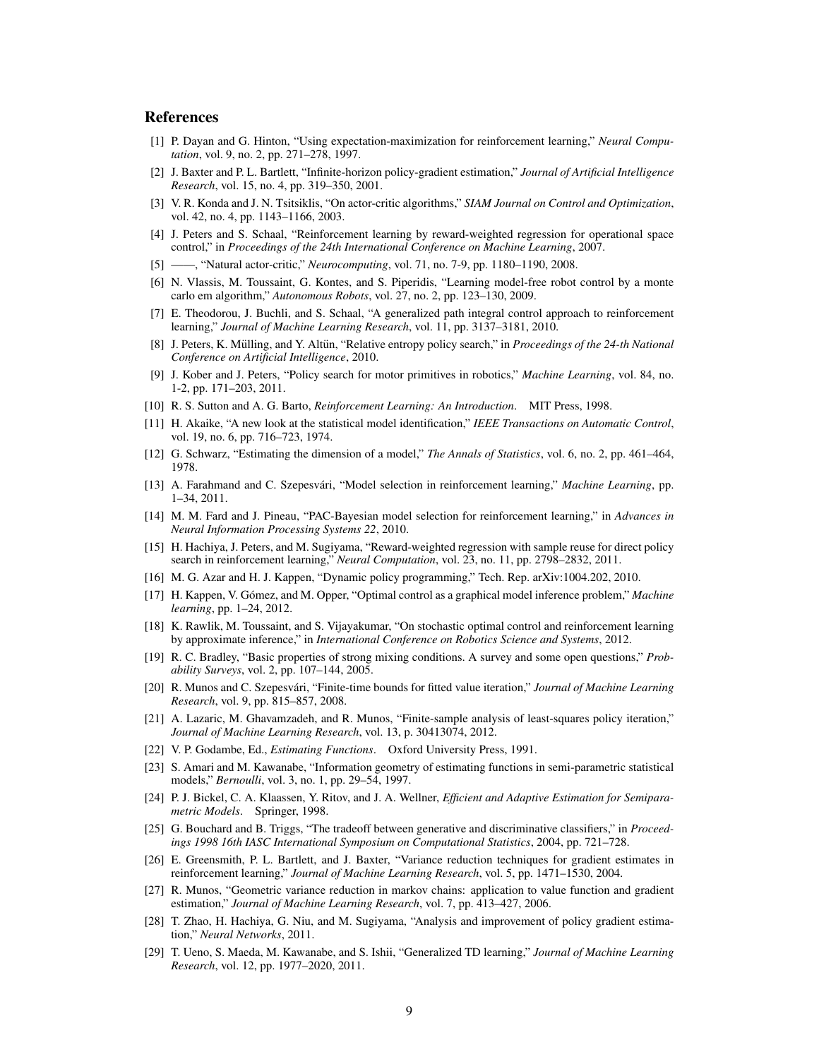## References

[1] P. Dayan and G. Hinton, "Using expectation-maximization for reinforcement learning," *Neural Computation*, vol. 9, no. 2, pp. 271–278, 1997.

[2] J. Baxter and P. L. Bartlett, "Infinite-horizon policy-gradient estimation," *Journal of Artificial Intelligence Research*, vol. 15, no. 4, pp. 319–350, 2001.

[3] V. R. Konda and J. N. Tsitsiklis, "On actor-critic algorithms," *SIAM Journal on Control and Optimization*, vol. 42, no. 4, pp. 1143–1166, 2003.

[4] J. Peters and S. Schaal, "Reinforcement learning by reward-weighted regression for operational space control," in *Proceedings of the 24th International Conference on Machine Learning*, 2007.

[5] ——, "Natural actor-critic," *Neurocomputing*, vol. 71, no. 7-9, pp. 1180–1190, 2008.

[6] N. Vlassis, M. Toussaint, G. Kontes, and S. Piperidis, "Learning model-free robot control by a monte carlo em algorithm," *Autonomous Robots*, vol. 27, no. 2, pp. 123–130, 2009.

[7] E. Theodorou, J. Buchli, and S. Schaal, "A generalized path integral control approach to reinforcement learning," *Journal of Machine Learning Research*, vol. 11, pp. 3137–3181, 2010.

[8] J. Peters, K. Mülling, and Y. Altün, "Relative entropy policy search," in *Proceedings of the 24-th National Conference on Artificial Intelligence*, 2010.

[9] J. Kober and J. Peters, "Policy search for motor primitives in robotics," *Machine Learning*, vol. 84, no. 1-2, pp. 171–203, 2011.

[10] R. S. Sutton and A. G. Barto, *Reinforcement Learning: An Introduction*. MIT Press, 1998.

[11] H. Akaike, "A new look at the statistical model identification," *IEEE Transactions on Automatic Control*, vol. 19, no. 6, pp. 716–723, 1974.

[12] G. Schwarz, "Estimating the dimension of a model," *The Annals of Statistics*, vol. 6, no. 2, pp. 461–464, 1978.

[13] A. Farahmand and C. Szepesvári, "Model selection in reinforcement learning," *Machine Learning*, pp. 1–34, 2011.

[14] M. M. Fard and J. Pineau, "PAC-Bayesian model selection for reinforcement learning," in *Advances in Neural Information Processing Systems 22*, 2010.

[15] H. Hachiya, J. Peters, and M. Sugiyama, "Reward-weighted regression with sample reuse for direct policy search in reinforcement learning," *Neural Computation*, vol. 23, no. 11, pp. 2798–2832, 2011.

[16] M. G. Azar and H. J. Kappen, "Dynamic policy programming," Tech. Rep. arXiv:1004.202, 2010.

[17] H. Kappen, V. Gómez, and M. Opper, "Optimal control as a graphical model inference problem," *Machine learning*, pp. 1–24, 2012.

[18] K. Rawlik, M. Toussaint, and S. Vijayakumar, "On stochastic optimal control and reinforcement learning by approximate inference," in *International Conference on Robotics Science and Systems*, 2012.

[19] R. C. Bradley, "Basic properties of strong mixing conditions. A survey and some open questions," *Probability Surveys*, vol. 2, pp. 107–144, 2005.

[20] R. Munos and C. Szepesvári, "Finite-time bounds for fitted value iteration," *Journal of Machine Learning Research*, vol. 9, pp. 815–857, 2008.

[21] A. Lazaric, M. Ghavamzadeh, and R. Munos, "Finite-sample analysis of least-squares policy iteration," *Journal of Machine Learning Research*, vol. 13, p. 30413074, 2012.

[22] V. P. Godambe, Ed., *Estimating Functions*. Oxford University Press, 1991.

[23] S. Amari and M. Kawanabe, "Information geometry of estimating functions in semi-parametric statistical models," *Bernoulli*, vol. 3, no. 1, pp. 29–54, 1997.

[24] P. J. Bickel, C. A. Klaassen, Y. Ritov, and J. A. Wellner, *Efficient and Adaptive Estimation for Semiparametric Models*. Springer, 1998.

[25] G. Bouchard and B. Triggs, "The tradeoff between generative and discriminative classifiers," in *Proceedings 1998 16th IASC International Symposium on Computational Statistics*, 2004, pp. 721–728.

[26] E. Greensmith, P. L. Bartlett, and J. Baxter, "Variance reduction techniques for gradient estimates in reinforcement learning," *Journal of Machine Learning Research*, vol. 5, pp. 1471–1530, 2004.

[27] R. Munos, "Geometric variance reduction in markov chains: application to value function and gradient estimation," *Journal of Machine Learning Research*, vol. 7, pp. 413–427, 2006.

[28] T. Zhao, H. Hachiya, G. Niu, and M. Sugiyama, "Analysis and improvement of policy gradient estimation," *Neural Networks*, 2011.

[29] T. Ueno, S. Maeda, M. Kawanabe, and S. Ishii, "Generalized TD learning," *Journal of Machine Learning Research*, vol. 12, pp. 1977–2020, 2011.